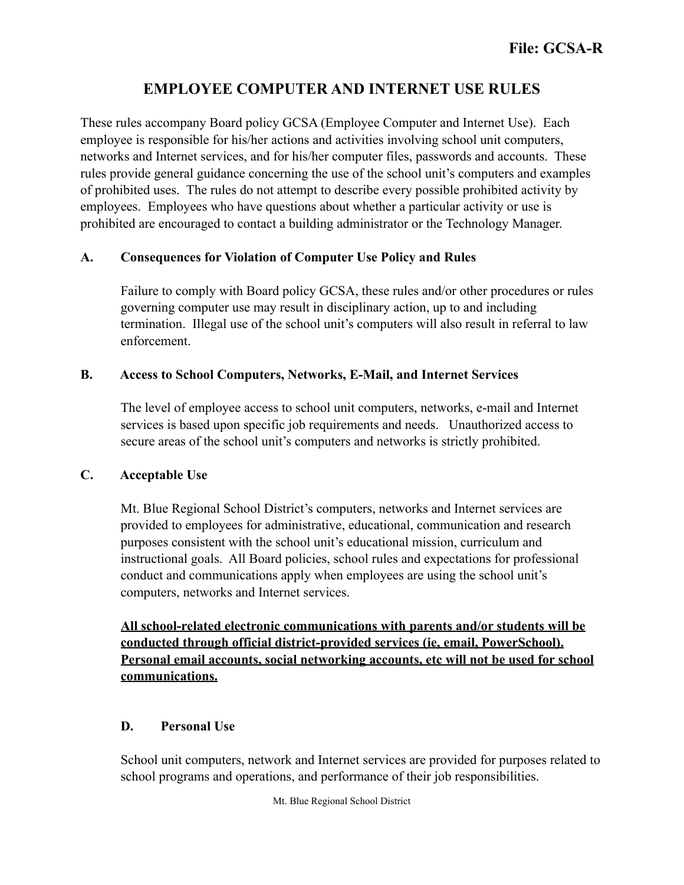File: GCSA-R

# EMPLOYEE COMPUTER AND INTERNET USE RULES

These rules accompany Board policy GCSA (Employee Computer and Internet Use). Each employee is responsible for his/her actions and activities involving school unit computers, networks and Internet services, and for his/her computer files, passwords and accounts. These rules provide general guidance concerning the use of the school unit's computers and examples of prohibited uses. The rules do not attempt to describe every possible prohibited activity by employees. Employees who have questions about whether a particular activity or use is prohibited are encouraged to contact a building administrator or the Technology Manager.

## A. Consequences for Violation of Computer Use Policy and Rules

Failure to comply with Board policy GCSA, these rules and/or other procedures or rules governing computer use may result in disciplinary action, up to and including termination. Illegal use of the school unit's computers will also result in referral to law enforcement.

## B. Access to School Computers, Networks, E-Mail, and Internet Services

The level of employee access to school unit computers, networks, e-mail and Internet services is based upon specific job requirements and needs. Unauthorized access to secure areas of the school unit's computers and networks is strictly prohibited.

## C. Acceptable Use

Mt. Blue Regional School District's computers, networks and Internet services are provided to employees for administrative, educational, communication and research purposes consistent with the school unit's educational mission, curriculum and instructional goals. All Board policies, school rules and expectations for professional conduct and communications apply when employees are using the school unit's computers, networks and Internet services.

<u>**All school-related electronic communications with parents and/or students will be conducted through official district-provided services (ie, email, PowerSchool). Personal email accounts, social networking accounts, etc will not be used for school communications.**</u>

## D. Personal Use

School unit computers, network and Internet services are provided for purposes related to school programs and operations, and performance of their job responsibilities.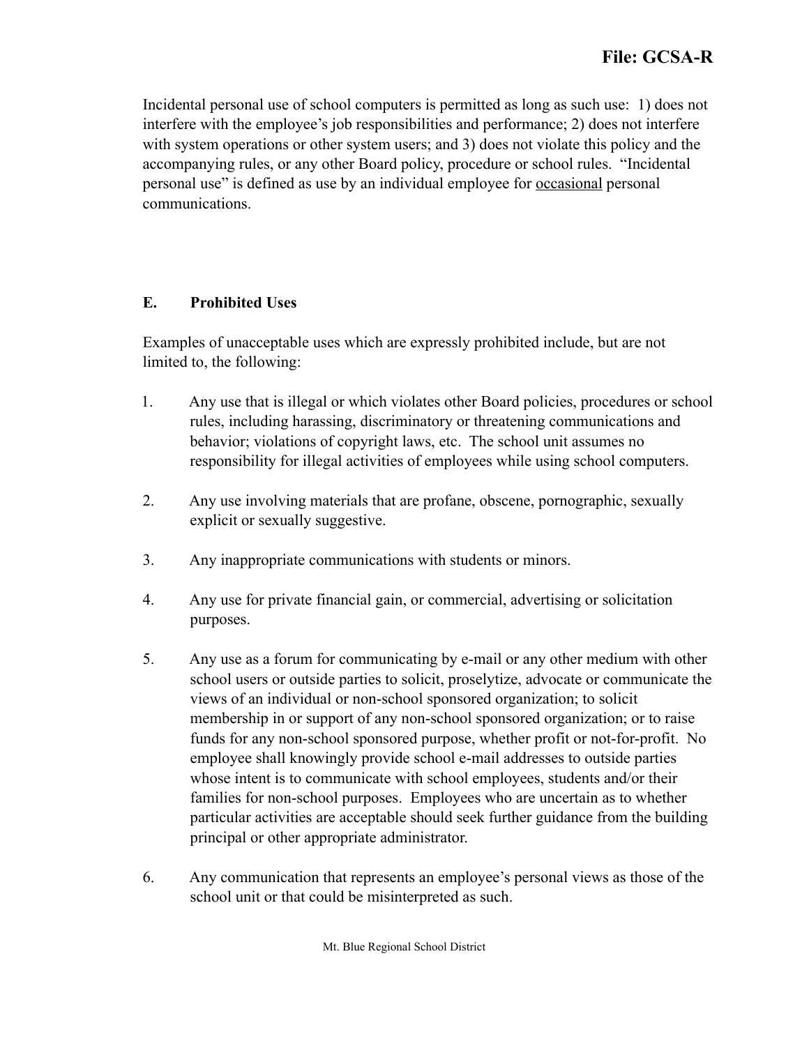Incidental personal use of school computers is permitted as long as such use: 1) does not interfere with the employee's job responsibilities and performance; 2) does not interfere with system operations or other system users; and 3) does not violate this policy and the accompanying rules, or any other Board policy, procedure or school rules. "Incidental personal use" is defined as use by an individual employee for occasional personal communications.

### E. Prohibited Uses

Examples of unacceptable uses which are expressly prohibited include, but are not limited to, the following:

1. Any use that is illegal or which violates other Board policies, procedures or school rules, including harassing, discriminatory or threatening communications and behavior; violations of copyright laws, etc. The school unit assumes no responsibility for illegal activities of employees while using school computers.

2. Any use involving materials that are profane, obscene, pornographic, sexually explicit or sexually suggestive.

3. Any inappropriate communications with students or minors.

4. Any use for private financial gain, or commercial, advertising or solicitation purposes.

5. Any use as a forum for communicating by e-mail or any other medium with other school users or outside parties to solicit, proselytize, advocate or communicate the views of an individual or non-school sponsored organization; to solicit membership in or support of any non-school sponsored organization; or to raise funds for any non-school sponsored purpose, whether profit or not-for-profit. No employee shall knowingly provide school e-mail addresses to outside parties whose intent is to communicate with school employees, students and/or their families for non-school purposes. Employees who are uncertain as to whether particular activities are acceptable should seek further guidance from the building principal or other appropriate administrator.

6. Any communication that represents an employee's personal views as those of the school unit or that could be misinterpreted as such.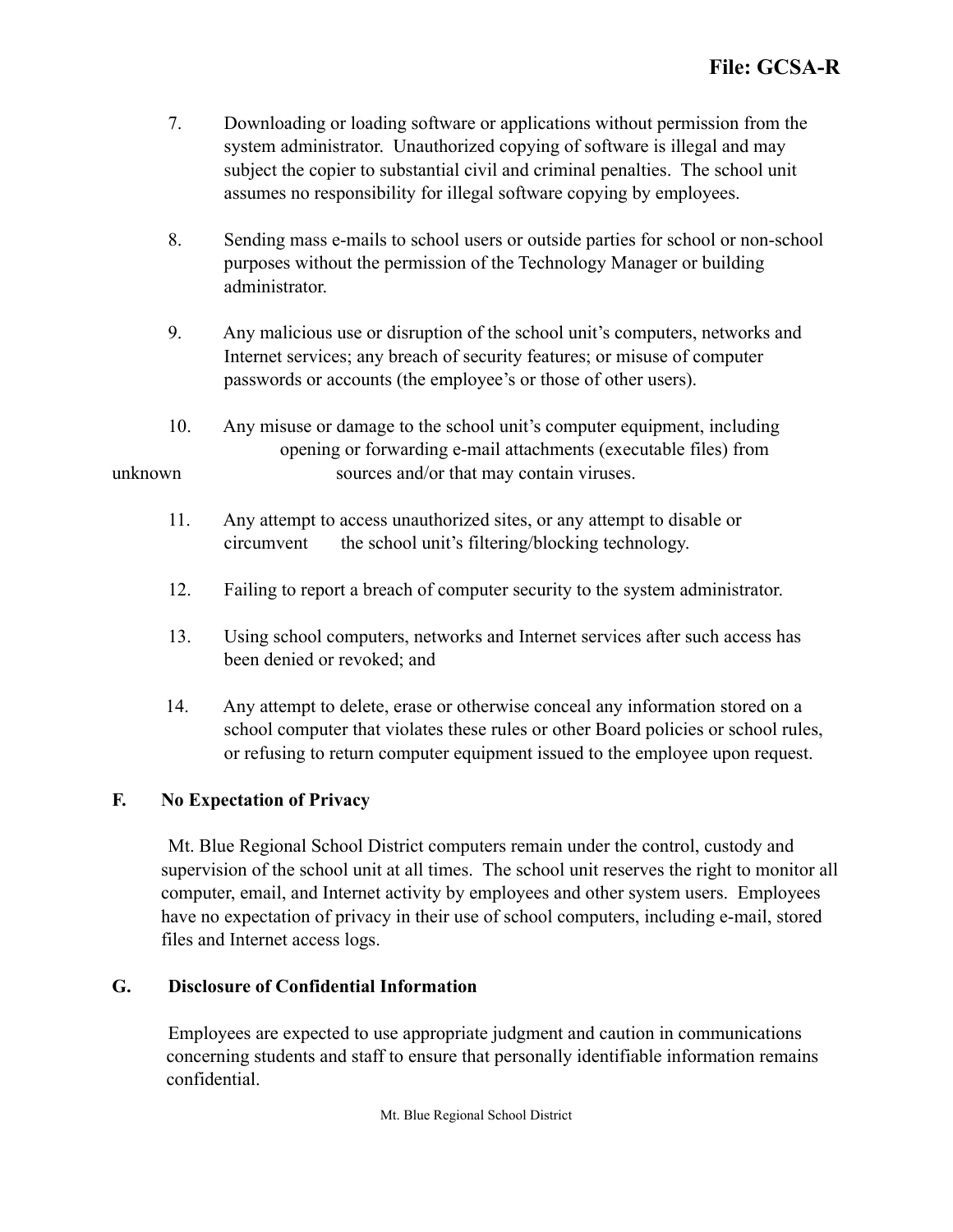7. Downloading or loading software or applications without permission from the system administrator. Unauthorized copying of software is illegal and may subject the copier to substantial civil and criminal penalties. The school unit assumes no responsibility for illegal software copying by employees.

8. Sending mass e-mails to school users or outside parties for school or non-school purposes without the permission of the Technology Manager or building administrator.

9. Any malicious use or disruption of the school unit's computers, networks and Internet services; any breach of security features; or misuse of computer passwords or accounts (the employee's or those of other users).

10. Any misuse or damage to the school unit's computer equipment, including opening or forwarding e-mail attachments (executable files) from unknown sources and/or that may contain viruses.

11. Any attempt to access unauthorized sites, or any attempt to disable or circumvent the school unit's filtering/blocking technology.

12. Failing to report a breach of computer security to the system administrator.

13. Using school computers, networks and Internet services after such access has been denied or revoked; and

14. Any attempt to delete, erase or otherwise conceal any information stored on a school computer that violates these rules or other Board policies or school rules, or refusing to return computer equipment issued to the employee upon request.

## F. No Expectation of Privacy

Mt. Blue Regional School District computers remain under the control, custody and supervision of the school unit at all times. The school unit reserves the right to monitor all computer, email, and Internet activity by employees and other system users. Employees have no expectation of privacy in their use of school computers, including e-mail, stored files and Internet access logs.

## G. Disclosure of Confidential Information

Employees are expected to use appropriate judgment and caution in communications concerning students and staff to ensure that personally identifiable information remains confidential.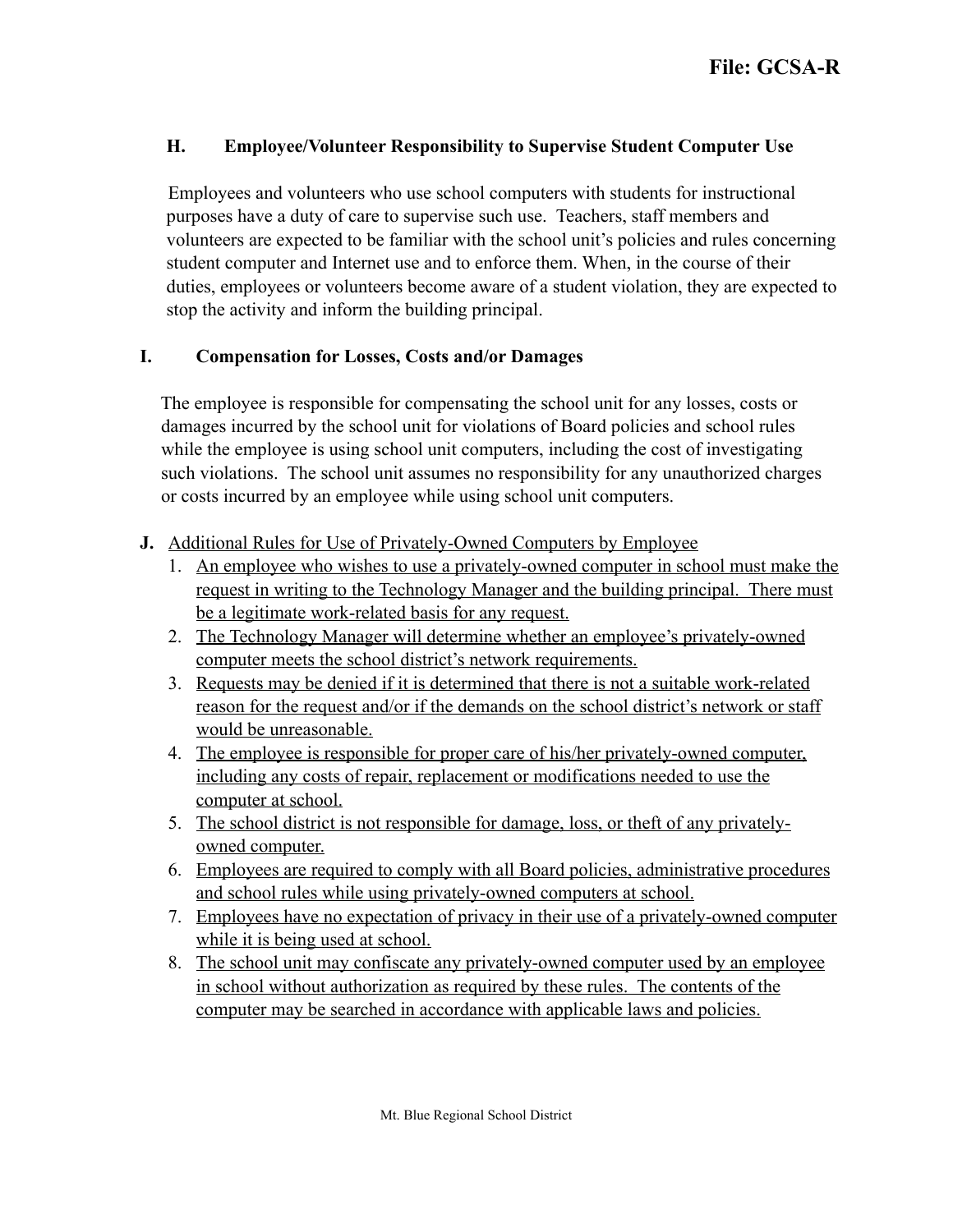### H. Employee/Volunteer Responsibility to Supervise Student Computer Use

Employees and volunteers who use school computers with students for instructional purposes have a duty of care to supervise such use. Teachers, staff members and volunteers are expected to be familiar with the school unit's policies and rules concerning student computer and Internet use and to enforce them. When, in the course of their duties, employees or volunteers become aware of a student violation, they are expected to stop the activity and inform the building principal.

### I. Compensation for Losses, Costs and/or Damages

The employee is responsible for compensating the school unit for any losses, costs or damages incurred by the school unit for violations of Board policies and school rules while the employee is using school unit computers, including the cost of investigating such violations. The school unit assumes no responsibility for any unauthorized charges or costs incurred by an employee while using school unit computers.

### J. <u>Additional Rules for Use of Privately-Owned Computers by Employee</u>

1. <u>An employee who wishes to use a privately-owned computer in school must make the request in writing to the Technology Manager and the building principal. There must be a legitimate work-related basis for any request.</u>
2. <u>The Technology Manager will determine whether an employee's privately-owned computer meets the school district's network requirements.</u>
3. <u>Requests may be denied if it is determined that there is not a suitable work-related reason for the request and/or if the demands on the school district's network or staff would be unreasonable.</u>
4. <u>The employee is responsible for proper care of his/her privately-owned computer, including any costs of repair, replacement or modifications needed to use the computer at school.</u>
5. <u>The school district is not responsible for damage, loss, or theft of any privately-owned computer.</u>
6. <u>Employees are required to comply with all Board policies, administrative procedures and school rules while using privately-owned computers at school.</u>
7. <u>Employees have no expectation of privacy in their use of a privately-owned computer while it is being used at school.</u>
8. <u>The school unit may confiscate any privately-owned computer used by an employee in school without authorization as required by these rules. The contents of the computer may be searched in accordance with applicable laws and policies.</u>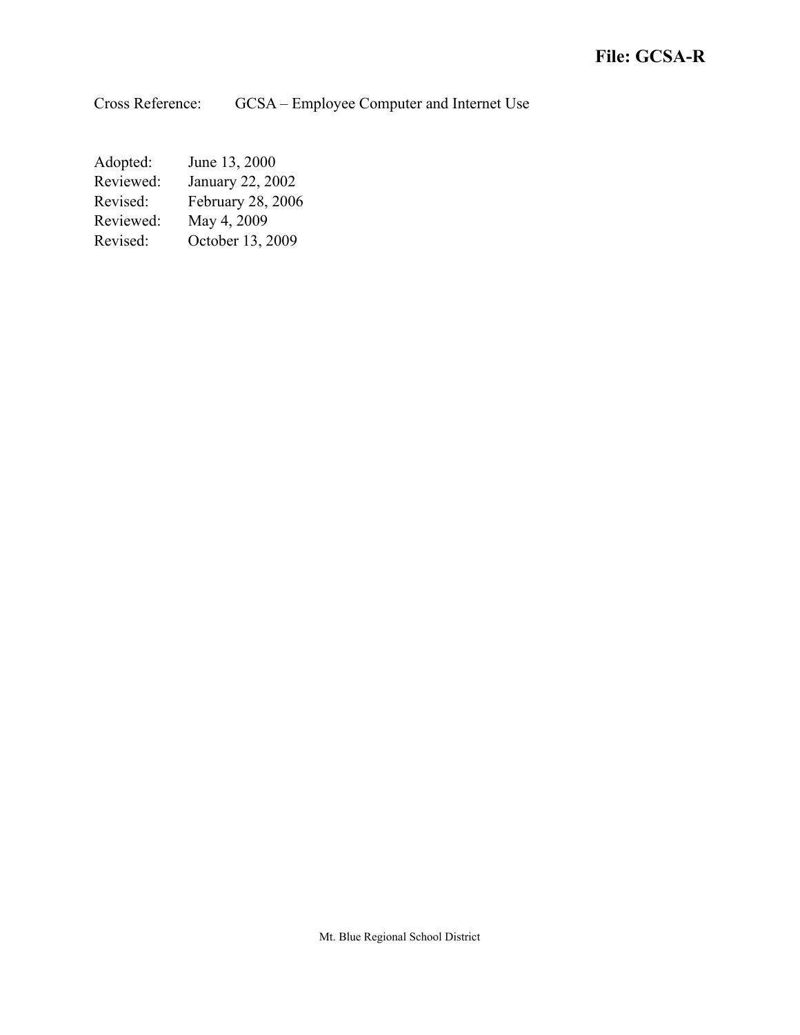Cross Reference: GCSA – Employee Computer and Internet Use

| | |
|---|---|
| Adopted: | June 13, 2000 |
| Reviewed: | January 22, 2002 |
| Revised: | February 28, 2006 |
| Reviewed: | May 4, 2009 |
| Revised: | October 13, 2009 |